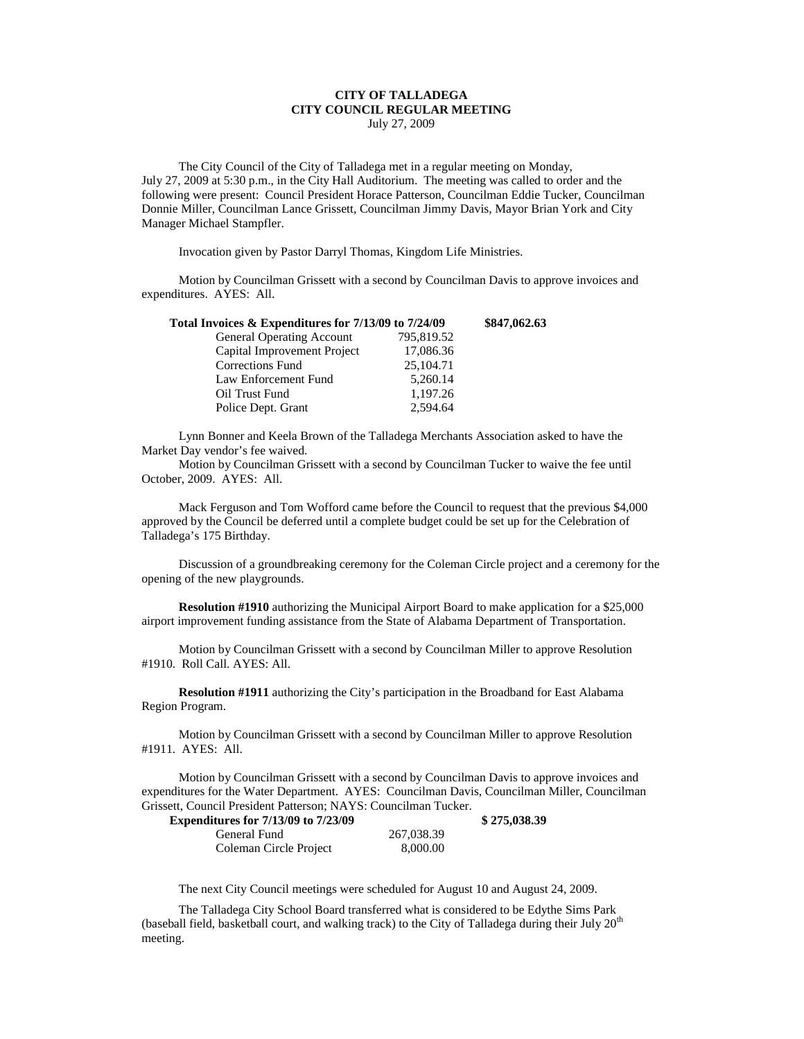# CITY OF TALLADEGA
## CITY COUNCIL REGULAR MEETING
July 27, 2009

The City Council of the City of Talladega met in a regular meeting on Monday, July 27, 2009 at 5:30 p.m., in the City Hall Auditorium. The meeting was called to order and the following were present: Council President Horace Patterson, Councilman Eddie Tucker, Councilman Donnie Miller, Councilman Lance Grissett, Councilman Jimmy Davis, Mayor Brian York and City Manager Michael Stampfler.

Invocation given by Pastor Darryl Thomas, Kingdom Life Ministries.

Motion by Councilman Grissett with a second by Councilman Davis to approve invoices and expenditures. AYES: All.

| | | |
|---|---|---|
| **Total Invoices & Expenditures for 7/13/09 to 7/24/09** | | **\$847,062.63** |
| General Operating Account | 795,819.52 | |
| Capital Improvement Project | 17,086.36 | |
| Corrections Fund | 25,104.71 | |
| Law Enforcement Fund | 5,260.14 | |
| Oil Trust Fund | 1,197.26 | |
| Police Dept. Grant | 2,594.64 | |

Lynn Bonner and Keela Brown of the Talladega Merchants Association asked to have the Market Day vendor's fee waived.

Motion by Councilman Grissett with a second by Councilman Tucker to waive the fee until October, 2009. AYES: All.

Mack Ferguson and Tom Wofford came before the Council to request that the previous \$4,000 approved by the Council be deferred until a complete budget could be set up for the Celebration of Talladega's 175 Birthday.

Discussion of a groundbreaking ceremony for the Coleman Circle project and a ceremony for the opening of the new playgrounds.

**Resolution #1910** authorizing the Municipal Airport Board to make application for a \$25,000 airport improvement funding assistance from the State of Alabama Department of Transportation.

Motion by Councilman Grissett with a second by Councilman Miller to approve Resolution #1910. Roll Call. AYES: All.

**Resolution #1911** authorizing the City's participation in the Broadband for East Alabama Region Program.

Motion by Councilman Grissett with a second by Councilman Miller to approve Resolution #1911. AYES: All.

Motion by Councilman Grissett with a second by Councilman Davis to approve invoices and expenditures for the Water Department. AYES: Councilman Davis, Councilman Miller, Councilman Grissett, Council President Patterson; NAYS: Councilman Tucker.

| | | |
|---|---|---|
| **Expenditures for 7/13/09 to 7/23/09** | | **\$ 275,038.39** |
| General Fund | 267,038.39 | |
| Coleman Circle Project | 8,000.00 | |

The next City Council meetings were scheduled for August 10 and August 24, 2009.

The Talladega City School Board transferred what is considered to be Edythe Sims Park (baseball field, basketball court, and walking track) to the City of Talladega during their July 20th meeting.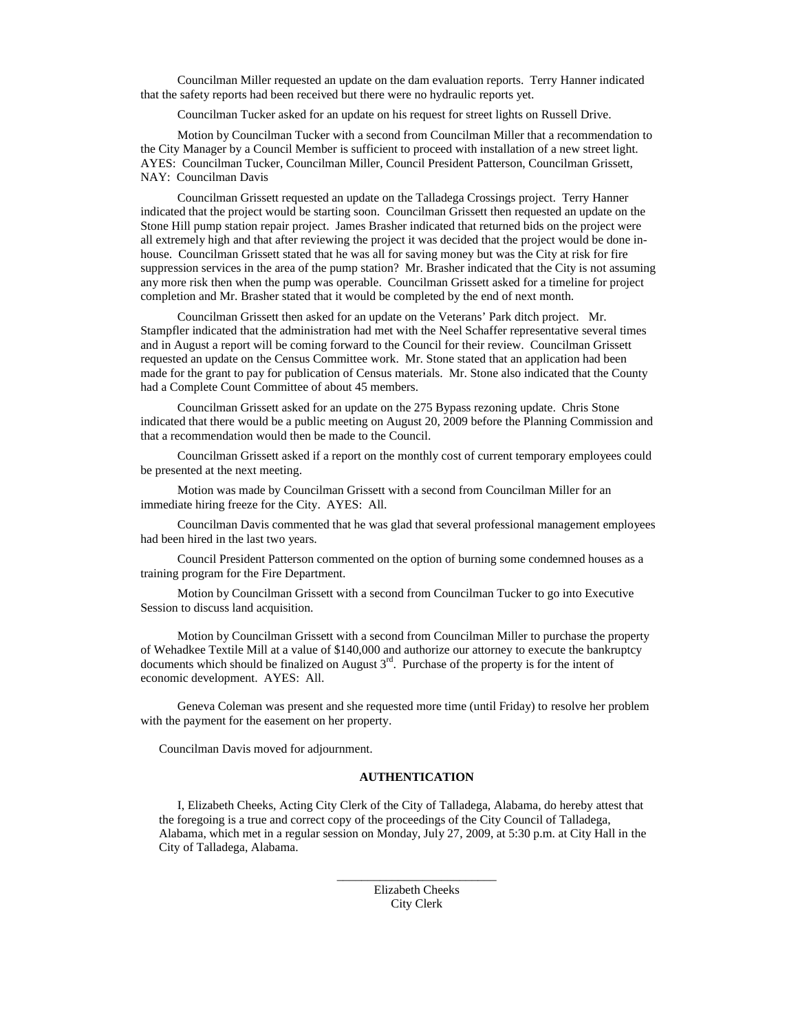Councilman Miller requested an update on the dam evaluation reports. Terry Hanner indicated that the safety reports had been received but there were no hydraulic reports yet.

Councilman Tucker asked for an update on his request for street lights on Russell Drive.

Motion by Councilman Tucker with a second from Councilman Miller that a recommendation to the City Manager by a Council Member is sufficient to proceed with installation of a new street light. AYES: Councilman Tucker, Councilman Miller, Council President Patterson, Councilman Grissett, NAY: Councilman Davis

Councilman Grissett requested an update on the Talladega Crossings project. Terry Hanner indicated that the project would be starting soon. Councilman Grissett then requested an update on the Stone Hill pump station repair project. James Brasher indicated that returned bids on the project were all extremely high and that after reviewing the project it was decided that the project would be done in-house. Councilman Grissett stated that he was all for saving money but was the City at risk for fire suppression services in the area of the pump station? Mr. Brasher indicated that the City is not assuming any more risk then when the pump was operable. Councilman Grissett asked for a timeline for project completion and Mr. Brasher stated that it would be completed by the end of next month.

Councilman Grissett then asked for an update on the Veterans' Park ditch project. Mr. Stampfler indicated that the administration had met with the Neel Schaffer representative several times and in August a report will be coming forward to the Council for their review. Councilman Grissett requested an update on the Census Committee work. Mr. Stone stated that an application had been made for the grant to pay for publication of Census materials. Mr. Stone also indicated that the County had a Complete Count Committee of about 45 members.

Councilman Grissett asked for an update on the 275 Bypass rezoning update. Chris Stone indicated that there would be a public meeting on August 20, 2009 before the Planning Commission and that a recommendation would then be made to the Council.

Councilman Grissett asked if a report on the monthly cost of current temporary employees could be presented at the next meeting.

Motion was made by Councilman Grissett with a second from Councilman Miller for an immediate hiring freeze for the City. AYES: All.

Councilman Davis commented that he was glad that several professional management employees had been hired in the last two years.

Council President Patterson commented on the option of burning some condemned houses as a training program for the Fire Department.

Motion by Councilman Grissett with a second from Councilman Tucker to go into Executive Session to discuss land acquisition.

Motion by Councilman Grissett with a second from Councilman Miller to purchase the property of Wehadkee Textile Mill at a value of $140,000 and authorize our attorney to execute the bankruptcy documents which should be finalized on August 3rd. Purchase of the property is for the intent of economic development. AYES: All.

Geneva Coleman was present and she requested more time (until Friday) to resolve her problem with the payment for the easement on her property.

Councilman Davis moved for adjournment.

**AUTHENTICATION**

I, Elizabeth Cheeks, Acting City Clerk of the City of Talladega, Alabama, do hereby attest that the foregoing is a true and correct copy of the proceedings of the City Council of Talladega, Alabama, which met in a regular session on Monday, July 27, 2009, at 5:30 p.m. at City Hall in the City of Talladega, Alabama.

\_\_\_\_\_\_\_\_\_\_\_\_\_\_\_\_\_\_\_\_\_\_\_\_\_\_

Elizabeth Cheeks
City Clerk